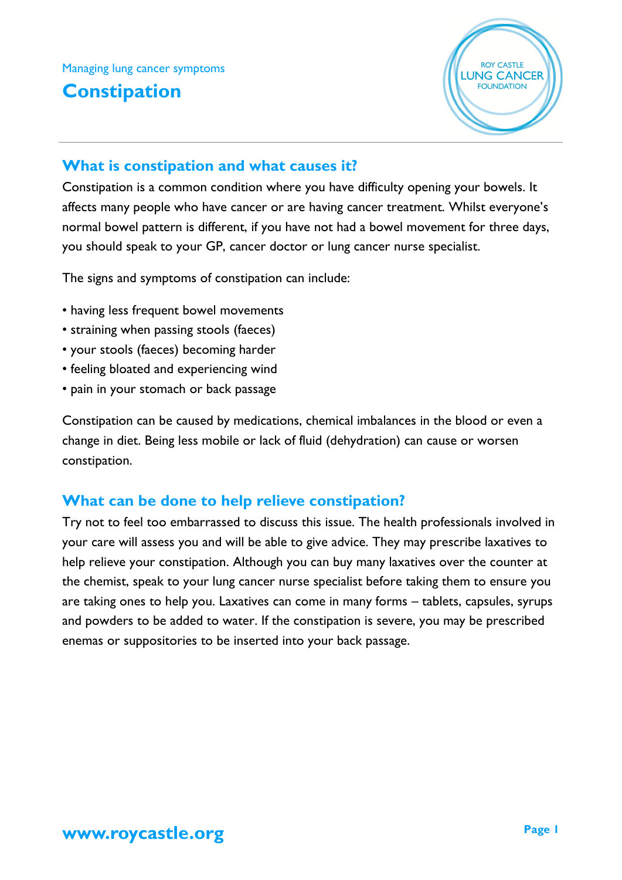Managing lung cancer symptoms

# Constipation

ROY CASTLE LUNG CANCER FOUNDATION

## What is constipation and what causes it?

Constipation is a common condition where you have difficulty opening your bowels. It affects many people who have cancer or are having cancer treatment. Whilst everyone's normal bowel pattern is different, if you have not had a bowel movement for three days, you should speak to your GP, cancer doctor or lung cancer nurse specialist.

The signs and symptoms of constipation can include:

- having less frequent bowel movements
- straining when passing stools (faeces)
- your stools (faeces) becoming harder
- feeling bloated and experiencing wind
- pain in your stomach or back passage

Constipation can be caused by medications, chemical imbalances in the blood or even a change in diet. Being less mobile or lack of fluid (dehydration) can cause or worsen constipation.

## What can be done to help relieve constipation?

Try not to feel too embarrassed to discuss this issue. The health professionals involved in your care will assess you and will be able to give advice. They may prescribe laxatives to help relieve your constipation. Although you can buy many laxatives over the counter at the chemist, speak to your lung cancer nurse specialist before taking them to ensure you are taking ones to help you. Laxatives can come in many forms – tablets, capsules, syrups and powders to be added to water. If the constipation is severe, you may be prescribed enemas or suppositories to be inserted into your back passage.

www.roycastle.org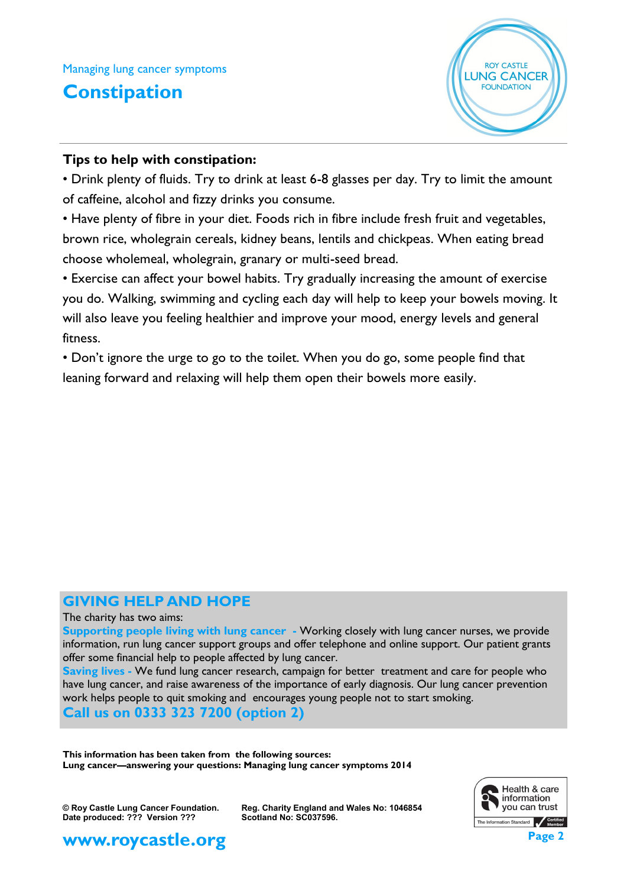Managing lung cancer symptoms

# Constipation

ROY CASTLE LUNG CANCER FOUNDATION

**Tips to help with constipation:**

• Drink plenty of fluids. Try to drink at least 6-8 glasses per day. Try to limit the amount of caffeine, alcohol and fizzy drinks you consume.

• Have plenty of fibre in your diet. Foods rich in fibre include fresh fruit and vegetables, brown rice, wholegrain cereals, kidney beans, lentils and chickpeas. When eating bread choose wholemeal, wholegrain, granary or multi-seed bread.

• Exercise can affect your bowel habits. Try gradually increasing the amount of exercise you do. Walking, swimming and cycling each day will help to keep your bowels moving. It will also leave you feeling healthier and improve your mood, energy levels and general fitness.

• Don't ignore the urge to go to the toilet. When you do go, some people find that leaning forward and relaxing will help them open their bowels more easily.

## GIVING HELP AND HOPE

The charity has two aims:

**Supporting people living with lung cancer** - Working closely with lung cancer nurses, we provide information, run lung cancer support groups and offer telephone and online support. Our patient grants offer some financial help to people affected by lung cancer.

**Saving lives** - We fund lung cancer research, campaign for better treatment and care for people who have lung cancer, and raise awareness of the importance of early diagnosis. Our lung cancer prevention work helps people to quit smoking and encourages young people not to start smoking.

**Call us on 0333 323 7200 (option 2)**

**This information has been taken from the following sources:**
**Lung cancer—answering your questions: Managing lung cancer symptoms 2014**

**© Roy Castle Lung Cancer Foundation.**
**Date produced: ??? Version ???**

**Reg. Charity England and Wales No: 1046854**
**Scotland No: SC037596.**

Health & care information you can trust
The Information Standard Certified Member

**www.roycastle.org**